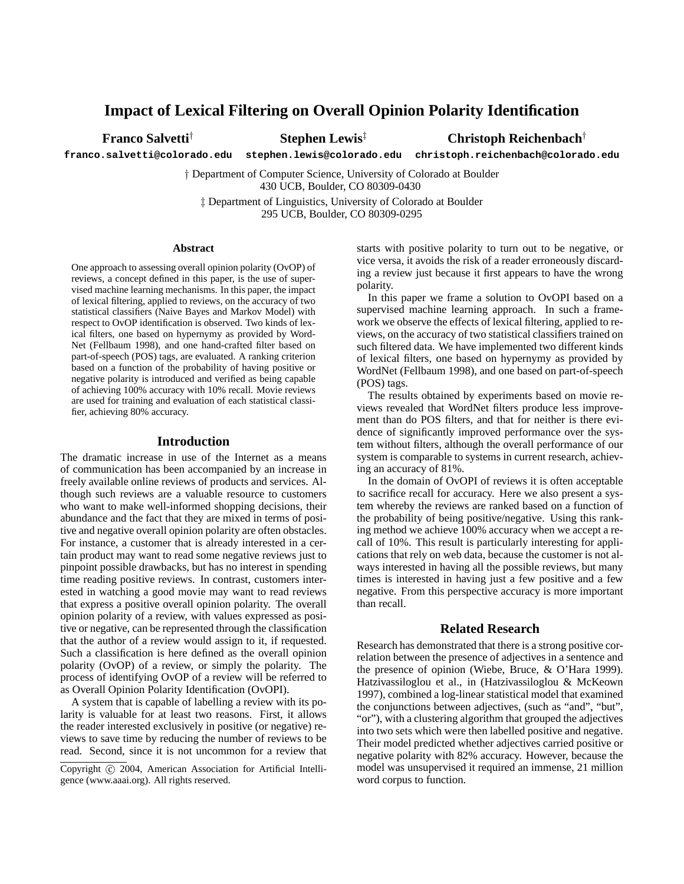# Impact of Lexical Filtering on Overall Opinion Polarity Identification

**Franco Salvetti**[†] **Stephen Lewis**[‡] **Christoph Reichenbach**[†]

franco.salvetti@colorado.edu stephen.lewis@colorado.edu christoph.reichenbach@colorado.edu

[†] Department of Computer Science, University of Colorado at Boulder
430 UCB, Boulder, CO 80309-0430

[‡] Department of Linguistics, University of Colorado at Boulder
295 UCB, Boulder, CO 80309-0295

## Abstract

One approach to assessing overall opinion polarity (OvOP) of reviews, a concept defined in this paper, is the use of supervised machine learning mechanisms. In this paper, the impact of lexical filtering, applied to reviews, on the accuracy of two statistical classifiers (Naive Bayes and Markov Model) with respect to OvOP identification is observed. Two kinds of lexical filters, one based on hypernymy as provided by WordNet (Fellbaum 1998), and one hand-crafted filter based on part-of-speech (POS) tags, are evaluated. A ranking criterion based on a function of the probability of having positive or negative polarity is introduced and verified as being capable of achieving 100% accuracy with 10% recall. Movie reviews are used for training and evaluation of each statistical classifier, achieving 80% accuracy.

## Introduction

The dramatic increase in use of the Internet as a means of communication has been accompanied by an increase in freely available online reviews of products and services. Although such reviews are a valuable resource to customers who want to make well-informed shopping decisions, their abundance and the fact that they are mixed in terms of positive and negative overall opinion polarity are often obstacles. For instance, a customer that is already interested in a certain product may want to read some negative reviews just to pinpoint possible drawbacks, but has no interest in spending time reading positive reviews. In contrast, customers interested in watching a good movie may want to read reviews that express a positive overall opinion polarity. The overall opinion polarity of a review, with values expressed as positive or negative, can be represented through the classification that the author of a review would assign to it, if requested. Such a classification is here defined as the overall opinion polarity (OvOP) of a review, or simply the polarity. The process of identifying OvOP of a review will be referred to as Overall Opinion Polarity Identification (OvOPI).

A system that is capable of labelling a review with its polarity is valuable for at least two reasons. First, it allows the reader interested exclusively in positive (or negative) reviews to save time by reducing the number of reviews to be read. Second, since it is not uncommon for a review that starts with positive polarity to turn out to be negative, or vice versa, it avoids the risk of a reader erroneously discarding a review just because it first appears to have the wrong polarity.

In this paper we frame a solution to OvOPI based on a supervised machine learning approach. In such a framework we observe the effects of lexical filtering, applied to reviews, on the accuracy of two statistical classifiers trained on such filtered data. We have implemented two different kinds of lexical filters, one based on hypernymy as provided by WordNet (Fellbaum 1998), and one based on part-of-speech (POS) tags.

The results obtained by experiments based on movie reviews revealed that WordNet filters produce less improvement than do POS filters, and that for neither is there evidence of significantly improved performance over the system without filters, although the overall performance of our system is comparable to systems in current research, achieving an accuracy of 81%.

In the domain of OvOPI of reviews it is often acceptable to sacrifice recall for accuracy. Here we also present a system whereby the reviews are ranked based on a function of the probability of being positive/negative. Using this ranking method we achieve 100% accuracy when we accept a recall of 10%. This result is particularly interesting for applications that rely on web data, because the customer is not always interested in having all the possible reviews, but many times is interested in having just a few positive and a few negative. From this perspective accuracy is more important than recall.

## Related Research

Research has demonstrated that there is a strong positive correlation between the presence of adjectives in a sentence and the presence of opinion (Wiebe, Bruce, & O'Hara 1999). Hatzivassiloglou et al., in (Hatzivassiloglou & McKeown 1997), combined a log-linear statistical model that examined the conjunctions between adjectives, (such as "and", "but", "or"), with a clustering algorithm that grouped the adjectives into two sets which were then labelled positive and negative. Their model predicted whether adjectives carried positive or negative polarity with 82% accuracy. However, because the model was unsupervised it required an immense, 21 million word corpus to function.

Copyright © 2004, American Association for Artificial Intelligence (www.aaai.org). All rights reserved.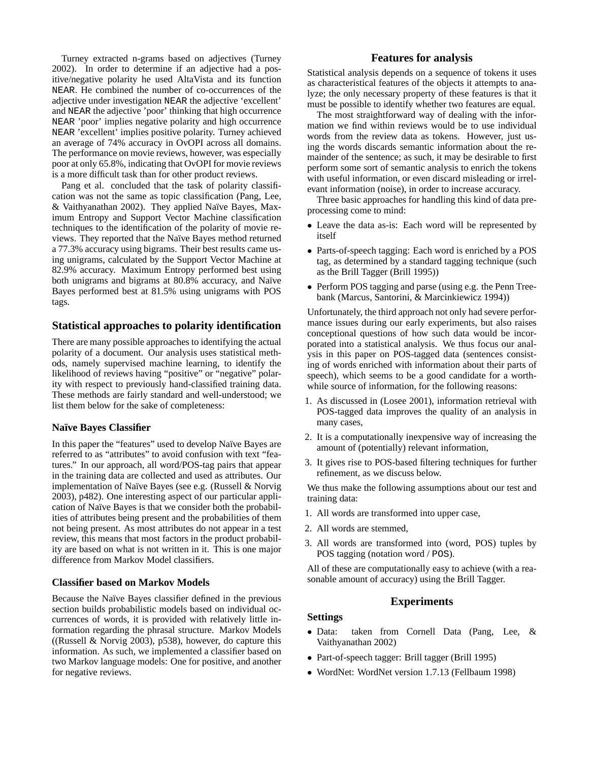Turney extracted n-grams based on adjectives (Turney 2002). In order to determine if an adjective had a positive/negative polarity he used AltaVista and its function `NEAR`. He combined the number of co-occurrences of the adjective under investigation `NEAR` the adjective 'excellent' and `NEAR` the adjective 'poor' thinking that high occurrence `NEAR` 'poor' implies negative polarity and high occurrence `NEAR` 'excellent' implies positive polarity. Turney achieved an average of 74% accuracy in OvOPI across all domains. The performance on movie reviews, however, was especially poor at only 65.8%, indicating that OvOPI for movie reviews is a more difficult task than for other product reviews.

Pang et al. concluded that the task of polarity classification was not the same as topic classification (Pang, Lee, & Vaithyanathan 2002). They applied Naïve Bayes, Maximum Entropy and Support Vector Machine classification techniques to the identification of the polarity of movie reviews. They reported that the Naïve Bayes method returned a 77.3% accuracy using bigrams. Their best results came using unigrams, calculated by the Support Vector Machine at 82.9% accuracy. Maximum Entropy performed best using both unigrams and bigrams at 80.8% accuracy, and Naïve Bayes performed best at 81.5% using unigrams with POS tags.

## Statistical approaches to polarity identification

There are many possible approaches to identifying the actual polarity of a document. Our analysis uses statistical methods, namely supervised machine learning, to identify the likelihood of reviews having "positive" or "negative" polarity with respect to previously hand-classified training data. These methods are fairly standard and well-understood; we list them below for the sake of completeness:

### Naïve Bayes Classifier

In this paper the "features" used to develop Naïve Bayes are referred to as "attributes" to avoid confusion with text "features." In our approach, all word/POS-tag pairs that appear in the training data are collected and used as attributes. Our implementation of Naïve Bayes (see e.g. (Russell & Norvig 2003), p482). One interesting aspect of our particular application of Naïve Bayes is that we consider both the probabilities of attributes being present and the probabilities of them not being present. As most attributes do not appear in a test review, this means that most factors in the product probability are based on what is not written in it. This is one major difference from Markov Model classifiers.

### Classifier based on Markov Models

Because the Naïve Bayes classifier defined in the previous section builds probabilistic models based on individual occurrences of words, it is provided with relatively little information regarding the phrasal structure. Markov Models ((Russell & Norvig 2003), p538), however, do capture this information. As such, we implemented a classifier based on two Markov language models: One for positive, and another for negative reviews.

## Features for analysis

Statistical analysis depends on a sequence of tokens it uses as characteristical features of the objects it attempts to analyze; the only necessary property of these features is that it must be possible to identify whether two features are equal.

The most straightforward way of dealing with the information we find within reviews would be to use individual words from the review data as tokens. However, just using the words discards semantic information about the remainder of the sentence; as such, it may be desirable to first perform some sort of semantic analysis to enrich the tokens with useful information, or even discard misleading or irrelevant information (noise), in order to increase accuracy.

Three basic approaches for handling this kind of data preprocessing come to mind:

- Leave the data as-is: Each word will be represented by itself
- Parts-of-speech tagging: Each word is enriched by a POS tag, as determined by a standard tagging technique (such as the Brill Tagger (Brill 1995))
- Perform POS tagging and parse (using e.g. the Penn Treebank (Marcus, Santorini, & Marcinkiewicz 1994))

Unfortunately, the third approach not only had severe performance issues during our early experiments, but also raises conceptional questions of how such data would be incorporated into a statistical analysis. We thus focus our analysis in this paper on POS-tagged data (sentences consisting of words enriched with information about their parts of speech), which seems to be a good candidate for a worthwhile source of information, for the following reasons:

1. As discussed in (Losee 2001), information retrieval with POS-tagged data improves the quality of an analysis in many cases,
2. It is a computationally inexpensive way of increasing the amount of (potentially) relevant information,
3. It gives rise to POS-based filtering techniques for further refinement, as we discuss below.

We thus make the following assumptions about our test and training data:

1. All words are transformed into upper case,
2. All words are stemmed,
3. All words are transformed into (word, POS) tuples by POS tagging (notation word / `POS`).

All of these are computationally easy to achieve (with a reasonable amount of accuracy) using the Brill Tagger.

## Experiments

### Settings

- Data: taken from Cornell Data (Pang, Lee, & Vaithyanathan 2002)
- Part-of-speech tagger: Brill tagger (Brill 1995)
- WordNet: WordNet version 1.7.13 (Fellbaum 1998)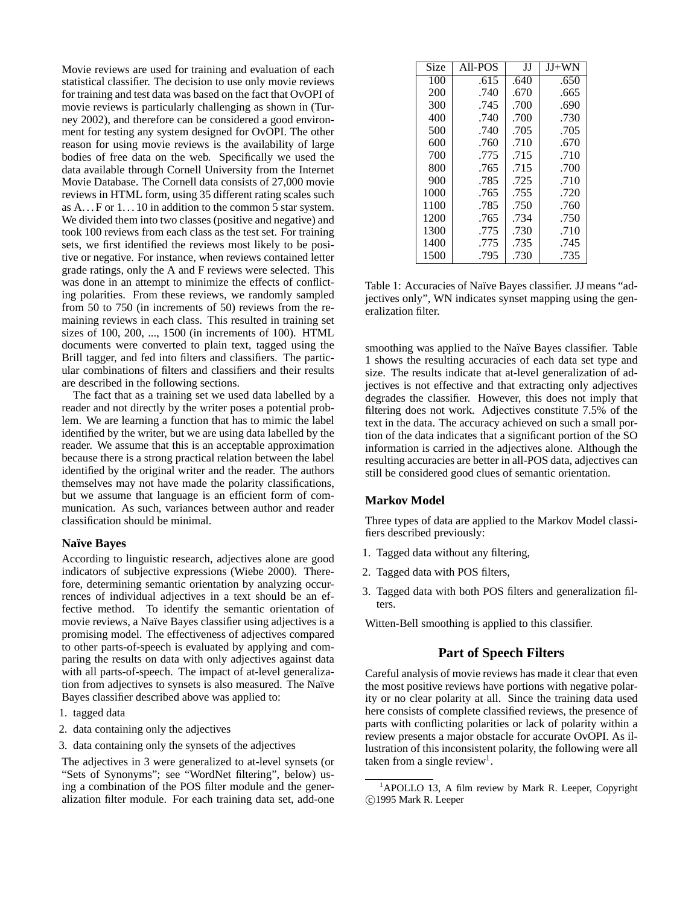Movie reviews are used for training and evaluation of each statistical classifier. The decision to use only movie reviews for training and test data was based on the fact that OvOPI of movie reviews is particularly challenging as shown in (Turney 2002), and therefore can be considered a good environment for testing any system designed for OvOPI. The other reason for using movie reviews is the availability of large bodies of free data on the web. Specifically we used the data available through Cornell University from the Internet Movie Database. The Cornell data consists of 27,000 movie reviews in HTML form, using 35 different rating scales such as A…F or 1…10 in addition to the common 5 star system. We divided them into two classes (positive and negative) and took 100 reviews from each class as the test set. For training sets, we first identified the reviews most likely to be positive or negative. For instance, when reviews contained letter grade ratings, only the A and F reviews were selected. This was done in an attempt to minimize the effects of conflicting polarities. From these reviews, we randomly sampled from 50 to 750 (in increments of 50) reviews from the remaining reviews in each class. This resulted in training set sizes of 100, 200, ..., 1500 (in increments of 100). HTML documents were converted to plain text, tagged using the Brill tagger, and fed into filters and classifiers. The particular combinations of filters and classifiers and their results are described in the following sections.

The fact that as a training set we used data labelled by a reader and not directly by the writer poses a potential problem. We are learning a function that has to mimic the label identified by the writer, but we are using data labelled by the reader. We assume that this is an acceptable approximation because there is a strong practical relation between the label identified by the original writer and the reader. The authors themselves may not have made the polarity classifications, but we assume that language is an efficient form of communication. As such, variances between author and reader classification should be minimal.

### Naïve Bayes

According to linguistic research, adjectives alone are good indicators of subjective expressions (Wiebe 2000). Therefore, determining semantic orientation by analyzing occurrences of individual adjectives in a text should be an effective method. To identify the semantic orientation of movie reviews, a Naïve Bayes classifier using adjectives is a promising model. The effectiveness of adjectives compared to other parts-of-speech is evaluated by applying and comparing the results on data with only adjectives against data with all parts-of-speech. The impact of at-level generalization from adjectives to synsets is also measured. The Naïve Bayes classifier described above was applied to:

1. tagged data
2. data containing only the adjectives
3. data containing only the synsets of the adjectives

The adjectives in 3 were generalized to at-level synsets (or "Sets of Synonyms"; see "WordNet filtering", below) using a combination of the POS filter module and the generalization filter module. For each training data set, add-one smoothing was applied to the Naïve Bayes classifier. Table 1 shows the resulting accuracies of each data set type and size. The results indicate that at-level generalization of adjectives is not effective and that extracting only adjectives degrades the classifier. However, this does not imply that filtering does not work. Adjectives constitute 7.5% of the text in the data. The accuracy achieved on such a small portion of the data indicates that a significant portion of the SO information is carried in the adjectives alone. Although the resulting accuracies are better in all-POS data, adjectives can still be considered good clues of semantic orientation.

| Size | All-POS | JJ | JJ+WN |
|---|---|---|---|
| 100 | .615 | .640 | .650 |
| 200 | .740 | .670 | .665 |
| 300 | .745 | .700 | .690 |
| 400 | .740 | .700 | .730 |
| 500 | .740 | .705 | .705 |
| 600 | .760 | .710 | .670 |
| 700 | .775 | .715 | .710 |
| 800 | .765 | .715 | .700 |
| 900 | .785 | .725 | .710 |
| 1000 | .765 | .755 | .720 |
| 1100 | .785 | .750 | .760 |
| 1200 | .765 | .734 | .750 |
| 1300 | .775 | .730 | .710 |
| 1400 | .775 | .735 | .745 |
| 1500 | .795 | .730 | .735 |

Table 1: Accuracies of Naïve Bayes classifier. JJ means "adjectives only", WN indicates synset mapping using the generalization filter.

### Markov Model

Three types of data are applied to the Markov Model classifiers described previously:

1. Tagged data without any filtering,
2. Tagged data with POS filters,
3. Tagged data with both POS filters and generalization filters.

Witten-Bell smoothing is applied to this classifier.

## Part of Speech Filters

Careful analysis of movie reviews has made it clear that even the most positive reviews have portions with negative polarity or no clear polarity at all. Since the training data used here consists of complete classified reviews, the presence of parts with conflicting polarities or lack of polarity within a review presents a major obstacle for accurate OvOPI. As illustration of this inconsistent polarity, the following were all taken from a single review[1].

[1] APOLLO 13, A film review by Mark R. Leeper, Copyright ©1995 Mark R. Leeper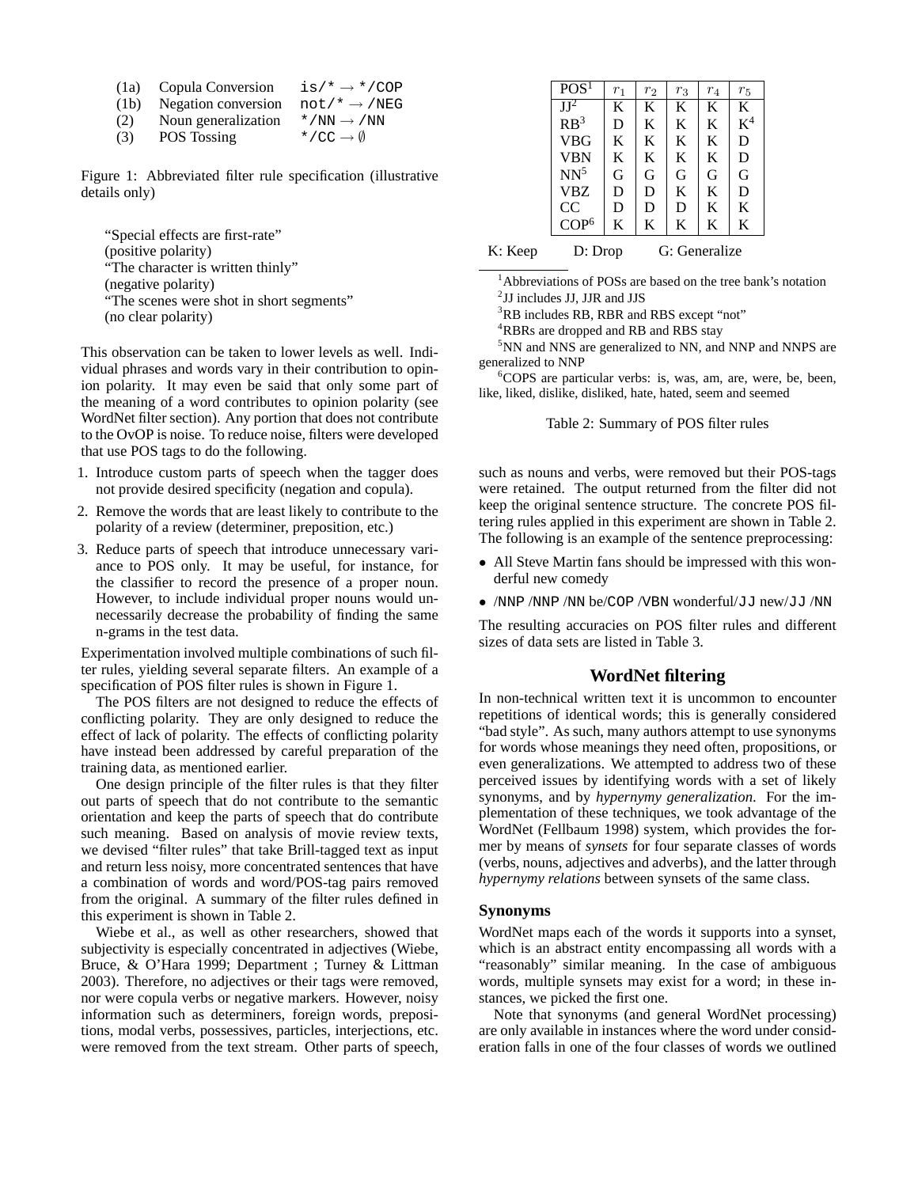| | | | |
|---|---|---|---|
| (1a) | Copula Conversion | `is/*` → `*/COP` |
| (1b) | Negation conversion | `not/*` → `/NEG` |
| (2) | Noun generalization | `*/NN` → `/NN` |
| (3) | POS Tossing | `*/CC` → ∅ |

Figure 1: Abbreviated filter rule specification (illustrative details only)

> "Special effects are first-rate"
> (positive polarity)
> "The character is written thinly"
> (negative polarity)
> "The scenes were shot in short segments"
> (no clear polarity)

This observation can be taken to lower levels as well. Individual phrases and words vary in their contribution to opinion polarity. It may even be said that only some part of the meaning of a word contributes to opinion polarity (see WordNet filter section). Any portion that does not contribute to the OvOP is noise. To reduce noise, filters were developed that use POS tags to do the following.

1. Introduce custom parts of speech when the tagger does not provide desired specificity (negation and copula).
2. Remove the words that are least likely to contribute to the polarity of a review (determiner, preposition, etc.)
3. Reduce parts of speech that introduce unnecessary variance to POS only. It may be useful, for instance, for the classifier to record the presence of a proper noun. However, to include individual proper nouns would unnecessarily decrease the probability of finding the same n-grams in the test data.

Experimentation involved multiple combinations of such filter rules, yielding several separate filters. An example of a specification of POS filter rules is shown in Figure 1.

The POS filters are not designed to reduce the effects of conflicting polarity. They are only designed to reduce the effect of lack of polarity. The effects of conflicting polarity have instead been addressed by careful preparation of the training data, as mentioned earlier.

One design principle of the filter rules is that they filter out parts of speech that do not contribute to the semantic orientation and keep the parts of speech that do contribute such meaning. Based on analysis of movie review texts, we devised "filter rules" that take Brill-tagged text as input and return less noisy, more concentrated sentences that have a combination of words and word/POS-tag pairs removed from the original. A summary of the filter rules defined in this experiment is shown in Table 2.

Wiebe et al., as well as other researchers, showed that subjectivity is especially concentrated in adjectives (Wiebe, Bruce, & O'Hara 1999; Department ; Turney & Littman 2003). Therefore, no adjectives or their tags were removed, nor were copula verbs or negative markers. However, noisy information such as determiners, foreign words, prepositions, modal verbs, possessives, particles, interjections, etc. were removed from the text stream. Other parts of speech,

| POS[1] | $r_1$ | $r_2$ | $r_3$ | $r_4$ | $r_5$ |
|---|---|---|---|---|---|
| JJ[2] | K | K | K | K | K |
| RB[3] | D | K | K | K | K[4] |
| VBG | K | K | K | K | D |
| VBN | K | K | K | K | D |
| NN[5] | G | G | G | G | G |
| VBZ | D | D | K | K | D |
| CC | D | D | D | K | K |
| COP[6] | K | K | K | K | K |

K: Keep D: Drop G: Generalize

[1] Abbreviations of POSs are based on the tree bank's notation
[2] JJ includes JJ, JJR and JJS
[3] RB includes RB, RBR and RBS except "not"
[4] RBRs are dropped and RB and RBS stay
[5] NN and NNS are generalized to NN, and NNP and NNPS are generalized to NNP
[6] COPS are particular verbs: is, was, am, are, were, be, been, like, liked, dislike, disliked, hate, hated, seem and seemed

Table 2: Summary of POS filter rules

such as nouns and verbs, were removed but their POS-tags were retained. The output returned from the filter did not keep the original sentence structure. The concrete POS filtering rules applied in this experiment are shown in Table 2. The following is an example of the sentence preprocessing:

- All Steve Martin fans should be impressed with this wonderful new comedy
- `/NNP /NNP /NN` be/`COP /VBN` wonderful/`JJ` new/`JJ /NN`

The resulting accuracies on POS filter rules and different sizes of data sets are listed in Table 3.

## WordNet filtering

In non-technical written text it is uncommon to encounter repetitions of identical words; this is generally considered "bad style". As such, many authors attempt to use synonyms for words whose meanings they need often, propositions, or even generalizations. We attempted to address two of these perceived issues by identifying words with a set of likely synonyms, and by *hypernymy generalization*. For the implementation of these techniques, we took advantage of the WordNet (Fellbaum 1998) system, which provides the former by means of *synsets* for four separate classes of words (verbs, nouns, adjectives and adverbs), and the latter through *hypernymy relations* between synsets of the same class.

### Synonyms

WordNet maps each of the words it supports into a synset, which is an abstract entity encompassing all words with a "reasonably" similar meaning. In the case of ambiguous words, multiple synsets may exist for a word; in these instances, we picked the first one.

Note that synonyms (and general WordNet processing) are only available in instances where the word under consideration falls in one of the four classes of words we outlined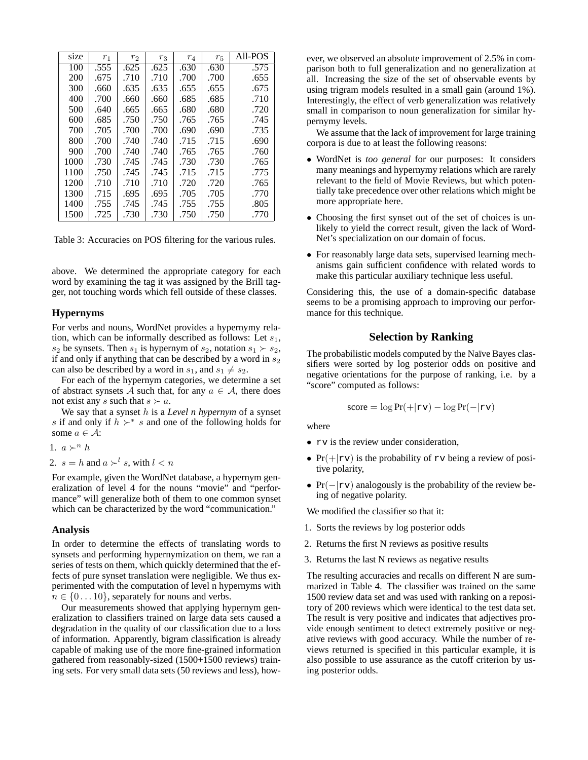| size | $r_1$ | $r_2$ | $r_3$ | $r_4$ | $r_5$ | All-POS |
|---|---|---|---|---|---|---|
| 100 | .555 | .625 | .625 | .630 | .630 | .575 |
| 200 | .675 | .710 | .710 | .700 | .700 | .655 |
| 300 | .660 | .635 | .635 | .655 | .655 | .675 |
| 400 | .700 | .660 | .660 | .685 | .685 | .710 |
| 500 | .640 | .665 | .665 | .680 | .680 | .720 |
| 600 | .685 | .750 | .750 | .765 | .765 | .745 |
| 700 | .705 | .700 | .700 | .690 | .690 | .735 |
| 800 | .700 | .740 | .740 | .715 | .715 | .690 |
| 900 | .700 | .740 | .740 | .765 | .765 | .760 |
| 1000 | .730 | .745 | .745 | .730 | .730 | .765 |
| 1100 | .750 | .745 | .745 | .715 | .715 | .775 |
| 1200 | .710 | .710 | .710 | .720 | .720 | .765 |
| 1300 | .715 | .695 | .695 | .705 | .705 | .770 |
| 1400 | .755 | .745 | .745 | .755 | .755 | .805 |
| 1500 | .725 | .730 | .730 | .750 | .750 | .770 |

Table 3: Accuracies on POS filtering for the various rules.

above. We determined the appropriate category for each word by examining the tag it was assigned by the Brill tagger, not touching words which fell outside of these classes.

### Hypernyms

For verbs and nouns, WordNet provides a hypernymy relation, which can be informally described as follows: Let $s_1$, $s_2$ be synsets. Then $s_1$ is hypernym of $s_2$, notation $s_1 \succ s_2$, if and only if anything that can be described by a word in $s_2$ can also be described by a word in $s_1$, and $s_1 \neq s_2$.

For each of the hypernym categories, we determine a set of abstract synsets $\mathcal{A}$ such that, for any $a \in \mathcal{A}$, there does not exist any $s$ such that $s \succ a$.

We say that a synset $h$ is a *Level n hypernym* of a synset $s$ if and only if $h \succ^* s$ and one of the following holds for some $a \in \mathcal{A}$:

1. $a \succ^n h$
2. $s = h$ and $a \succ^l s$, with $l < n$

For example, given the WordNet database, a hypernym generalization of level 4 for the nouns "movie" and "performance" will generalize both of them to one common synset which can be characterized by the word "communication."

### Analysis

In order to determine the effects of translating words to synsets and performing hypernymization on them, we ran a series of tests on them, which quickly determined that the effects of pure synset translation were negligible. We thus experimented with the computation of level n hypernyms with $n \in \{0 \dots 10\}$, separately for nouns and verbs.

Our measurements showed that applying hypernym generalization to classifiers trained on large data sets caused a degradation in the quality of our classification due to a loss of information. Apparently, bigram classification is already capable of making use of the more fine-grained information gathered from reasonably-sized (1500+1500 reviews) training sets. For very small data sets (50 reviews and less), however, we observed an absolute improvement of 2.5% in comparison both to full generalization and no generalization at all. Increasing the size of the set of observable events by using trigram models resulted in a small gain (around 1%). Interestingly, the effect of verb generalization was relatively small in comparison to noun generalization for similar hypernymy levels.

We assume that the lack of improvement for large training corpora is due to at least the following reasons:

- WordNet is *too general* for our purposes: It considers many meanings and hypernymy relations which are rarely relevant to the field of Movie Reviews, but which potentially take precedence over other relations which might be more appropriate here.
- Choosing the first synset out of the set of choices is unlikely to yield the correct result, given the lack of WordNet's specialization on our domain of focus.
- For reasonably large data sets, supervised learning mechanisms gain sufficient confidence with related words to make this particular auxiliary technique less useful.

Considering this, the use of a domain-specific database seems to be a promising approach to improving our performance for this technique.

## Selection by Ranking

The probabilistic models computed by the Naïve Bayes classifiers were sorted by log posterior odds on positive and negative orientations for the purpose of ranking, i.e. by a "score" computed as follows:

$$\text{score} = \log \Pr(+|\texttt{rv}) - \log \Pr(-|\texttt{rv})$$

where

- `rv` is the review under consideration,
- $\Pr(+|\texttt{rv})$ is the probability of `rv` being a review of positive polarity,
- $\Pr(-|\texttt{rv})$ analogously is the probability of the review being of negative polarity.

We modified the classifier so that it:

1. Sorts the reviews by log posterior odds
2. Returns the first N reviews as positive results
3. Returns the last N reviews as negative results

The resulting accuracies and recalls on different N are summarized in Table 4. The classifier was trained on the same 1500 review data set and was used with ranking on a repository of 200 reviews which were identical to the test data set. The result is very positive and indicates that adjectives provide enough sentiment to detect extremely positive or negative reviews with good accuracy. While the number of reviews returned is specified in this particular example, it is also possible to use assurance as the cutoff criterion by using posterior odds.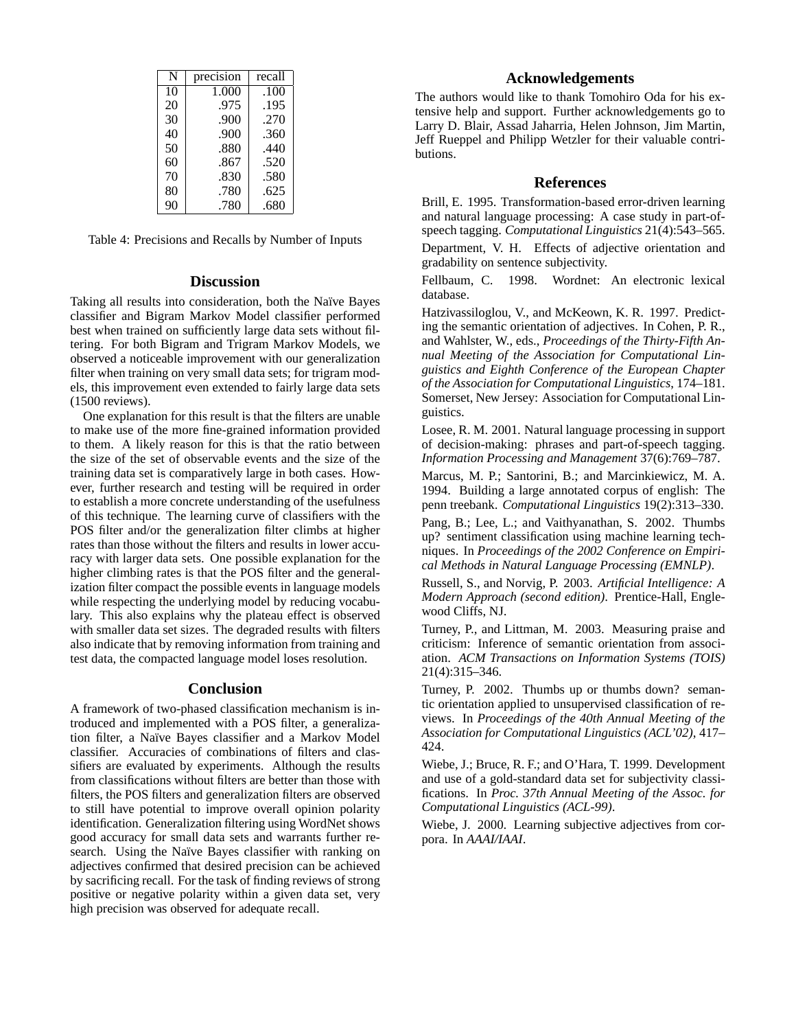| N | precision | recall |
|---|---|---|
| 10 | 1.000 | .100 |
| 20 | .975 | .195 |
| 30 | .900 | .270 |
| 40 | .900 | .360 |
| 50 | .880 | .440 |
| 60 | .867 | .520 |
| 70 | .830 | .580 |
| 80 | .780 | .625 |
| 90 | .780 | .680 |

Table 4: Precisions and Recalls by Number of Inputs

## Discussion

Taking all results into consideration, both the Naïve Bayes classifier and Bigram Markov Model classifier performed best when trained on sufficiently large data sets without filtering. For both Bigram and Trigram Markov Models, we observed a noticeable improvement with our generalization filter when training on very small data sets; for trigram models, this improvement even extended to fairly large data sets (1500 reviews).

One explanation for this result is that the filters are unable to make use of the more fine-grained information provided to them. A likely reason for this is that the ratio between the size of the set of observable events and the size of the training data set is comparatively large in both cases. However, further research and testing will be required in order to establish a more concrete understanding of the usefulness of this technique. The learning curve of classifiers with the POS filter and/or the generalization filter climbs at higher rates than those without the filters and results in lower accuracy with larger data sets. One possible explanation for the higher climbing rates is that the POS filter and the generalization filter compact the possible events in language models while respecting the underlying model by reducing vocabulary. This also explains why the plateau effect is observed with smaller data set sizes. The degraded results with filters also indicate that by removing information from training and test data, the compacted language model loses resolution.

## Conclusion

A framework of two-phased classification mechanism is introduced and implemented with a POS filter, a generalization filter, a Naïve Bayes classifier and a Markov Model classifier. Accuracies of combinations of filters and classifiers are evaluated by experiments. Although the results from classifications without filters are better than those with filters, the POS filters and generalization filters are observed to still have potential to improve overall opinion polarity identification. Generalization filtering using WordNet shows good accuracy for small data sets and warrants further research. Using the Naïve Bayes classifier with ranking on adjectives confirmed that desired precision can be achieved by sacrificing recall. For the task of finding reviews of strong positive or negative polarity within a given data set, very high precision was observed for adequate recall.

## Acknowledgements

The authors would like to thank Tomohiro Oda for his extensive help and support. Further acknowledgements go to Larry D. Blair, Assad Jaharria, Helen Johnson, Jim Martin, Jeff Rueppel and Philipp Wetzler for their valuable contributions.

## References

Brill, E. 1995. Transformation-based error-driven learning and natural language processing: A case study in part-of-speech tagging. *Computational Linguistics* 21(4):543–565.

Department, V. H. Effects of adjective orientation and gradability on sentence subjectivity.

Fellbaum, C. 1998. Wordnet: An electronic lexical database.

Hatzivassiloglou, V., and McKeown, K. R. 1997. Predicting the semantic orientation of adjectives. In Cohen, P. R., and Wahlster, W., eds., *Proceedings of the Thirty-Fifth Annual Meeting of the Association for Computational Linguistics and Eighth Conference of the European Chapter of the Association for Computational Linguistics*, 174–181. Somerset, New Jersey: Association for Computational Linguistics.

Losee, R. M. 2001. Natural language processing in support of decision-making: phrases and part-of-speech tagging. *Information Processing and Management* 37(6):769–787.

Marcus, M. P.; Santorini, B.; and Marcinkiewicz, M. A. 1994. Building a large annotated corpus of english: The penn treebank. *Computational Linguistics* 19(2):313–330.

Pang, B.; Lee, L.; and Vaithyanathan, S. 2002. Thumbs up? sentiment classification using machine learning techniques. In *Proceedings of the 2002 Conference on Empirical Methods in Natural Language Processing (EMNLP)*.

Russell, S., and Norvig, P. 2003. *Artificial Intelligence: A Modern Approach (second edition)*. Prentice-Hall, Englewood Cliffs, NJ.

Turney, P., and Littman, M. 2003. Measuring praise and criticism: Inference of semantic orientation from association. *ACM Transactions on Information Systems (TOIS)* 21(4):315–346.

Turney, P. 2002. Thumbs up or thumbs down? semantic orientation applied to unsupervised classification of reviews. In *Proceedings of the 40th Annual Meeting of the Association for Computational Linguistics (ACL'02)*, 417–424.

Wiebe, J.; Bruce, R. F.; and O'Hara, T. 1999. Development and use of a gold-standard data set for subjectivity classifications. In *Proc. 37th Annual Meeting of the Assoc. for Computational Linguistics (ACL-99)*.

Wiebe, J. 2000. Learning subjective adjectives from corpora. In *AAAI/IAAI*.